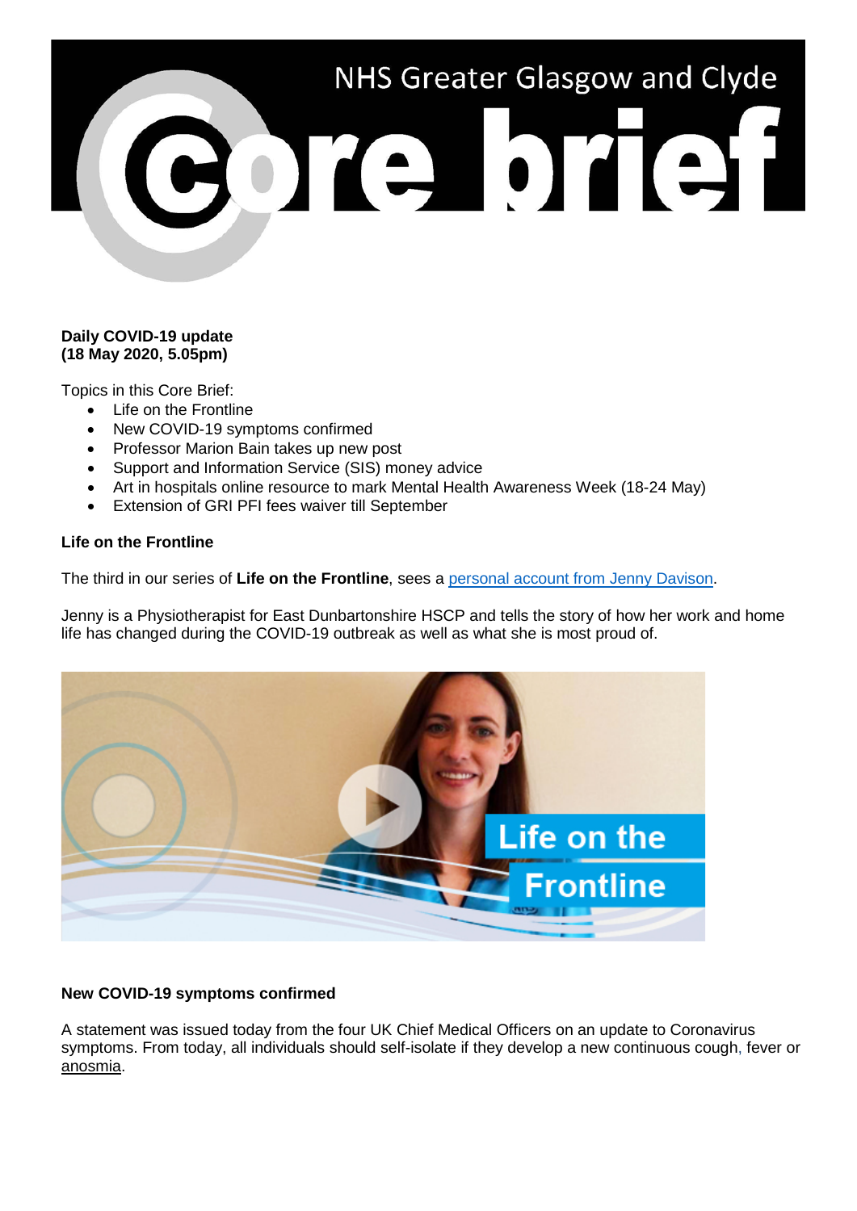# NHS Greater Glasgow and Clyde Core brief

**Daily COVID-19 update**
**(18 May 2020, 5.05pm)**

Topics in this Core Brief:

- Life on the Frontline
- New COVID-19 symptoms confirmed
- Professor Marion Bain takes up new post
- Support and Information Service (SIS) money advice
- Art in hospitals online resource to mark Mental Health Awareness Week (18-24 May)
- Extension of GRI PFI fees waiver till September

**Life on the Frontline**

The third in our series of **Life on the Frontline**, sees a personal account from Jenny Davison.

Jenny is a Physiotherapist for East Dunbartonshire HSCP and tells the story of how her work and home life has changed during the COVID-19 outbreak as well as what she is most proud of.

**New COVID-19 symptoms confirmed**

A statement was issued today from the four UK Chief Medical Officers on an update to Coronavirus symptoms. From today, all individuals should self-isolate if they develop a new continuous cough, fever or anosmia.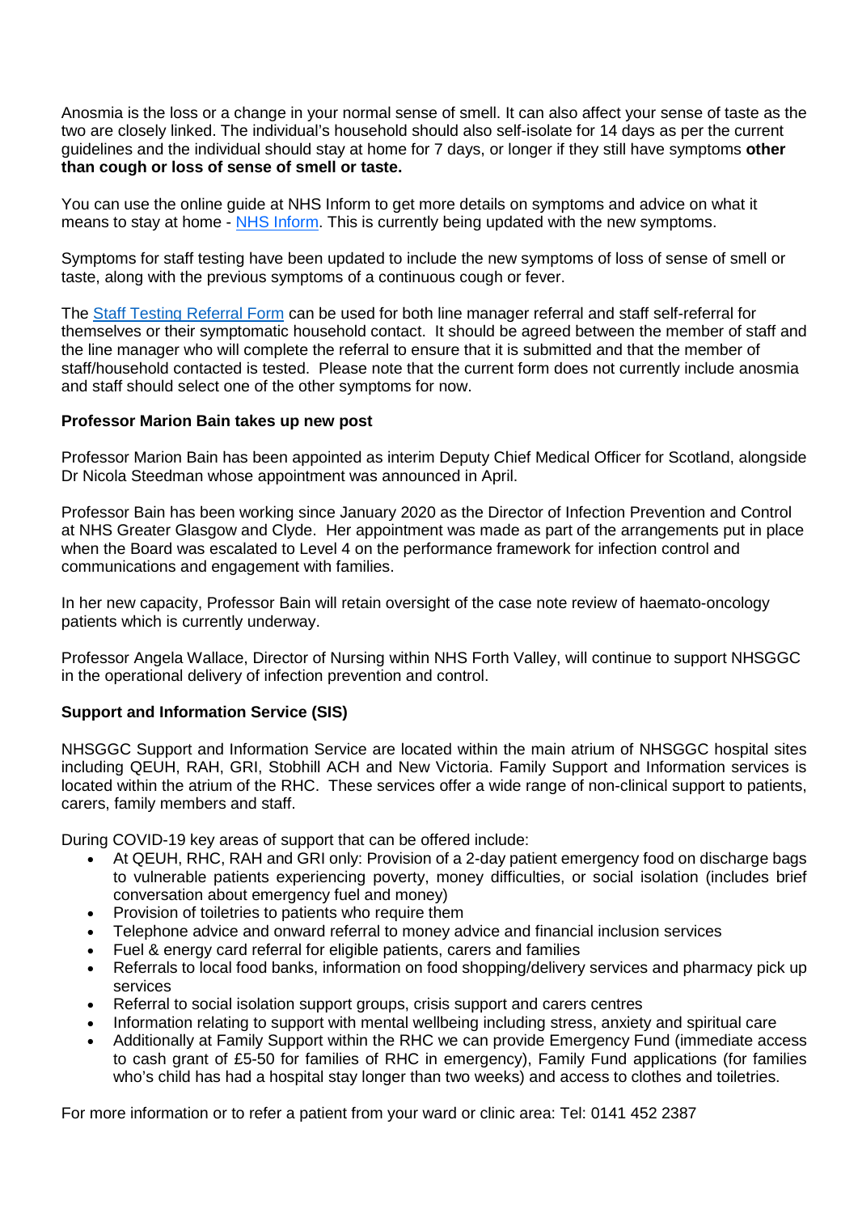Anosmia is the loss or a change in your normal sense of smell. It can also affect your sense of taste as the two are closely linked. The individual's household should also self-isolate for 14 days as per the current guidelines and the individual should stay at home for 7 days, or longer if they still have symptoms **other than cough or loss of sense of smell or taste.**

You can use the online guide at NHS Inform to get more details on symptoms and advice on what it means to stay at home - NHS Inform. This is currently being updated with the new symptoms.

Symptoms for staff testing have been updated to include the new symptoms of loss of sense of smell or taste, along with the previous symptoms of a continuous cough or fever.

The Staff Testing Referral Form can be used for both line manager referral and staff self-referral for themselves or their symptomatic household contact. It should be agreed between the member of staff and the line manager who will complete the referral to ensure that it is submitted and that the member of staff/household contacted is tested. Please note that the current form does not currently include anosmia and staff should select one of the other symptoms for now.

**Professor Marion Bain takes up new post**

Professor Marion Bain has been appointed as interim Deputy Chief Medical Officer for Scotland, alongside Dr Nicola Steedman whose appointment was announced in April.

Professor Bain has been working since January 2020 as the Director of Infection Prevention and Control at NHS Greater Glasgow and Clyde. Her appointment was made as part of the arrangements put in place when the Board was escalated to Level 4 on the performance framework for infection control and communications and engagement with families.

In her new capacity, Professor Bain will retain oversight of the case note review of haemato-oncology patients which is currently underway.

Professor Angela Wallace, Director of Nursing within NHS Forth Valley, will continue to support NHSGGC in the operational delivery of infection prevention and control.

**Support and Information Service (SIS)**

NHSGGC Support and Information Service are located within the main atrium of NHSGGC hospital sites including QEUH, RAH, GRI, Stobhill ACH and New Victoria. Family Support and Information services is located within the atrium of the RHC. These services offer a wide range of non-clinical support to patients, carers, family members and staff.

During COVID-19 key areas of support that can be offered include:

- At QEUH, RHC, RAH and GRI only: Provision of a 2-day patient emergency food on discharge bags to vulnerable patients experiencing poverty, money difficulties, or social isolation (includes brief conversation about emergency fuel and money)
- Provision of toiletries to patients who require them
- Telephone advice and onward referral to money advice and financial inclusion services
- Fuel & energy card referral for eligible patients, carers and families
- Referrals to local food banks, information on food shopping/delivery services and pharmacy pick up services
- Referral to social isolation support groups, crisis support and carers centres
- Information relating to support with mental wellbeing including stress, anxiety and spiritual care
- Additionally at Family Support within the RHC we can provide Emergency Fund (immediate access to cash grant of £5-50 for families of RHC in emergency), Family Fund applications (for families who's child has had a hospital stay longer than two weeks) and access to clothes and toiletries.

For more information or to refer a patient from your ward or clinic area: Tel: 0141 452 2387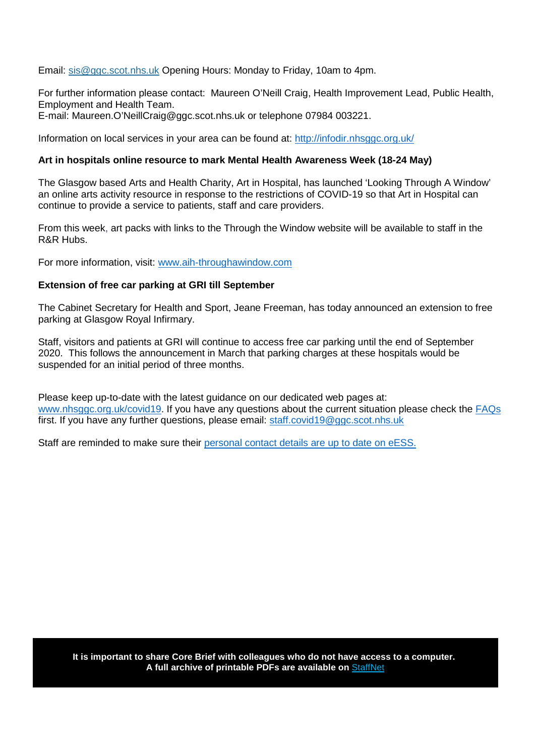Email: [sis@ggc.scot.nhs.uk](mailto:sis@ggc.scot.nhs.uk) Opening Hours: Monday to Friday, 10am to 4pm.

For further information please contact: Maureen O'Neill Craig, Health Improvement Lead, Public Health, Employment and Health Team.
E-mail: Maureen.O'NeillCraig@ggc.scot.nhs.uk or telephone 07984 003221.

Information on local services in your area can be found at: [http://infodir.nhsggc.org.uk/](http://infodir.nhsggc.org.uk/)

**Art in hospitals online resource to mark Mental Health Awareness Week (18-24 May)**

The Glasgow based Arts and Health Charity, Art in Hospital, has launched 'Looking Through A Window' an online arts activity resource in response to the restrictions of COVID-19 so that Art in Hospital can continue to provide a service to patients, staff and care providers.

From this week, art packs with links to the Through the Window website will be available to staff in the R&R Hubs.

For more information, visit: [www.aih-throughawindow.com](http://www.aih-throughawindow.com)

**Extension of free car parking at GRI till September**

The Cabinet Secretary for Health and Sport, Jeane Freeman, has today announced an extension to free parking at Glasgow Royal Infirmary.

Staff, visitors and patients at GRI will continue to access free car parking until the end of September 2020. This follows the announcement in March that parking charges at these hospitals would be suspended for an initial period of three months.

Please keep up-to-date with the latest guidance on our dedicated web pages at: [www.nhsggc.org.uk/covid19](http://www.nhsggc.org.uk/covid19). If you have any questions about the current situation please check the [FAQs](#) first. If you have any further questions, please email: [staff.covid19@ggc.scot.nhs.uk](mailto:staff.covid19@ggc.scot.nhs.uk)

Staff are reminded to make sure their [personal contact details are up to date on eESS.](#)

**It is important to share Core Brief with colleagues who do not have access to a computer.**
**A full archive of printable PDFs are available on [StaffNet](#)**